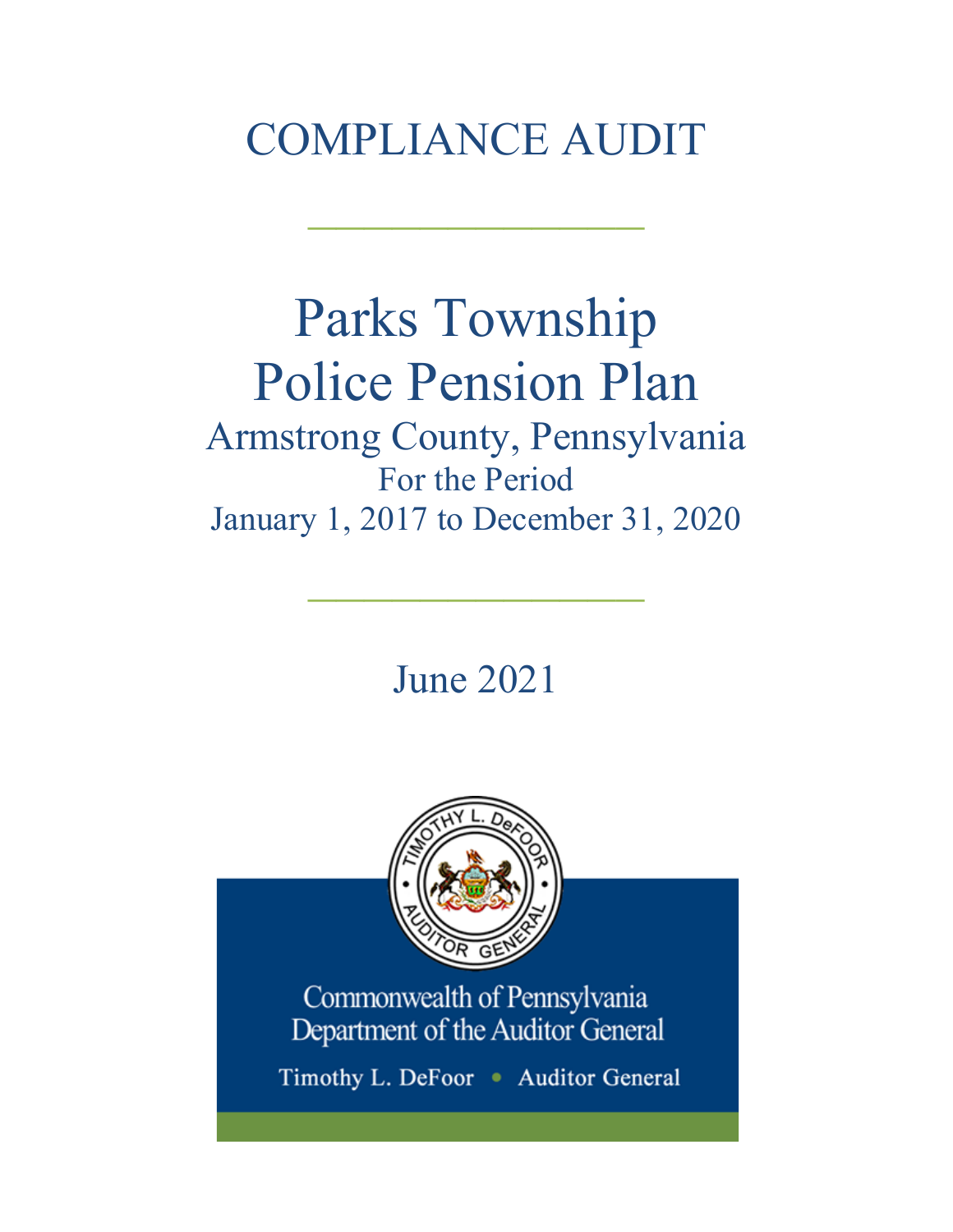# COMPLIANCE AUDIT

---

# Parks Township Police Pension Plan

## Armstrong County, Pennsylvania

For the Period

January 1, 2017 to December 31, 2020

---

June 2021

Commonwealth of Pennsylvania
Department of the Auditor General

Timothy L. DeFoor • Auditor General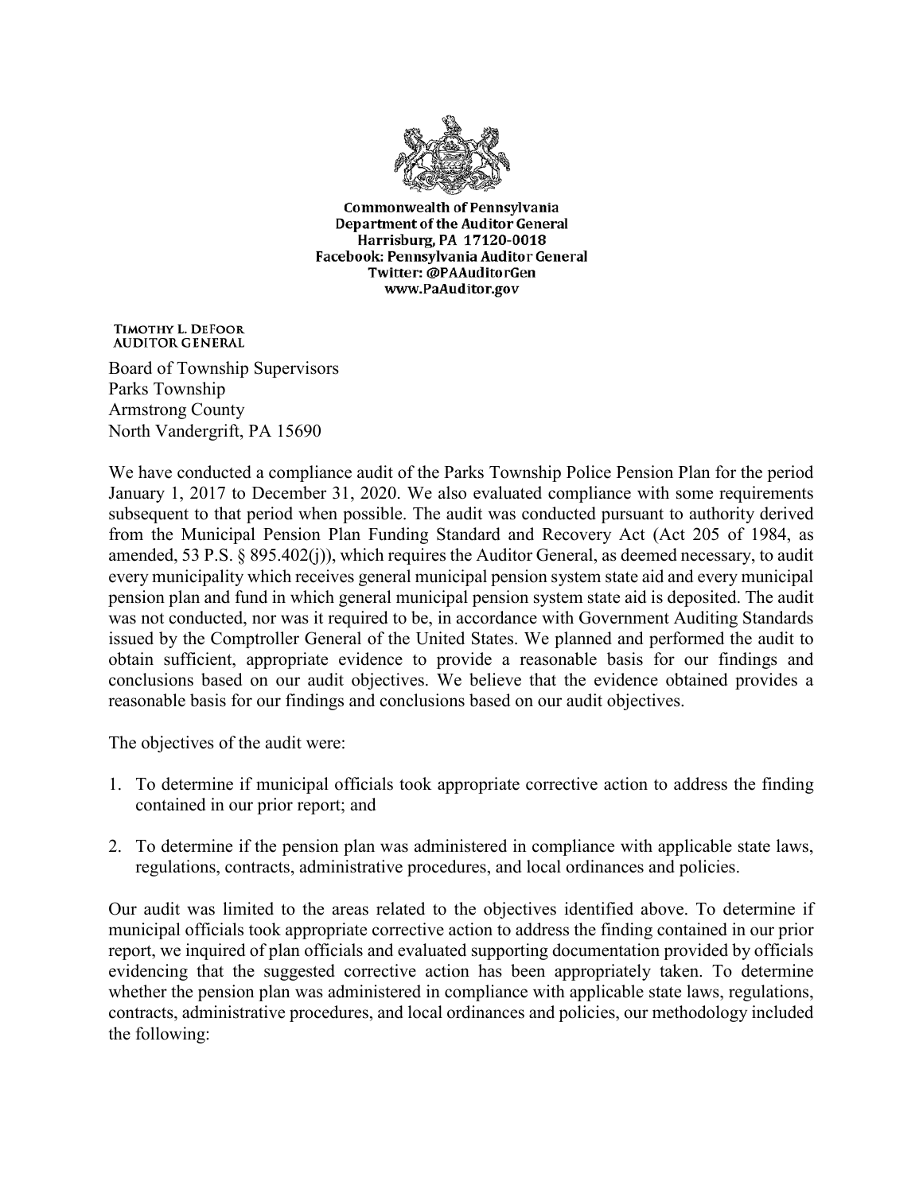Commonwealth of Pennsylvania
Department of the Auditor General
Harrisburg, PA 17120-0018
Facebook: Pennsylvania Auditor General
Twitter: @PAAuditorGen
www.PaAuditor.gov

TIMOTHY L. DEFOOR
AUDITOR GENERAL

Board of Township Supervisors
Parks Township
Armstrong County
North Vandergrift, PA 15690

We have conducted a compliance audit of the Parks Township Police Pension Plan for the period January 1, 2017 to December 31, 2020. We also evaluated compliance with some requirements subsequent to that period when possible. The audit was conducted pursuant to authority derived from the Municipal Pension Plan Funding Standard and Recovery Act (Act 205 of 1984, as amended, 53 P.S. § 895.402(j)), which requires the Auditor General, as deemed necessary, to audit every municipality which receives general municipal pension system state aid and every municipal pension plan and fund in which general municipal pension system state aid is deposited. The audit was not conducted, nor was it required to be, in accordance with Government Auditing Standards issued by the Comptroller General of the United States. We planned and performed the audit to obtain sufficient, appropriate evidence to provide a reasonable basis for our findings and conclusions based on our audit objectives. We believe that the evidence obtained provides a reasonable basis for our findings and conclusions based on our audit objectives.

The objectives of the audit were:

1. To determine if municipal officials took appropriate corrective action to address the finding contained in our prior report; and

2. To determine if the pension plan was administered in compliance with applicable state laws, regulations, contracts, administrative procedures, and local ordinances and policies.

Our audit was limited to the areas related to the objectives identified above. To determine if municipal officials took appropriate corrective action to address the finding contained in our prior report, we inquired of plan officials and evaluated supporting documentation provided by officials evidencing that the suggested corrective action has been appropriately taken. To determine whether the pension plan was administered in compliance with applicable state laws, regulations, contracts, administrative procedures, and local ordinances and policies, our methodology included the following: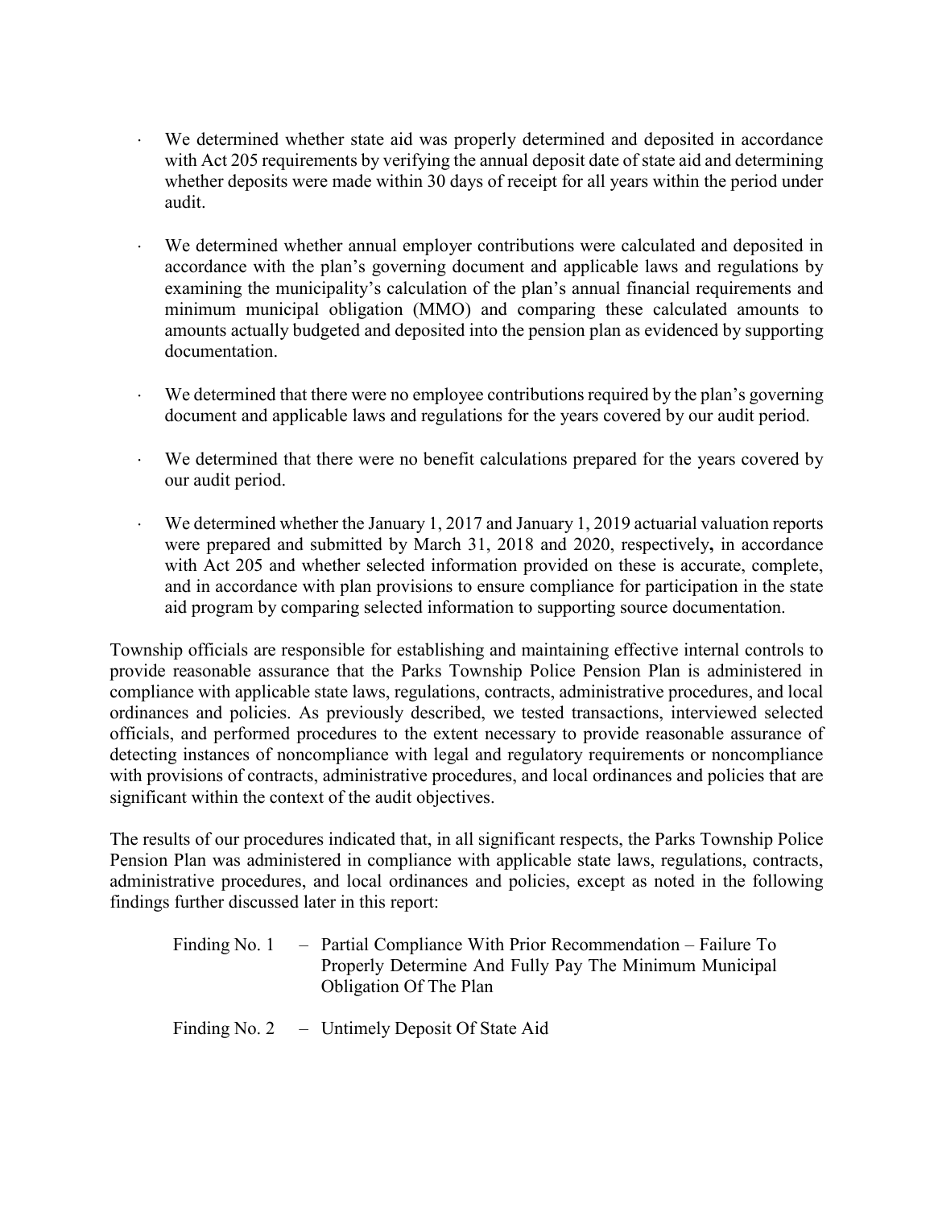- We determined whether state aid was properly determined and deposited in accordance with Act 205 requirements by verifying the annual deposit date of state aid and determining whether deposits were made within 30 days of receipt for all years within the period under audit.

- We determined whether annual employer contributions were calculated and deposited in accordance with the plan's governing document and applicable laws and regulations by examining the municipality's calculation of the plan's annual financial requirements and minimum municipal obligation (MMO) and comparing these calculated amounts to amounts actually budgeted and deposited into the pension plan as evidenced by supporting documentation.

- We determined that there were no employee contributions required by the plan's governing document and applicable laws and regulations for the years covered by our audit period.

- We determined that there were no benefit calculations prepared for the years covered by our audit period.

- We determined whether the January 1, 2017 and January 1, 2019 actuarial valuation reports were prepared and submitted by March 31, 2018 and 2020, respectively**,** in accordance with Act 205 and whether selected information provided on these is accurate, complete, and in accordance with plan provisions to ensure compliance for participation in the state aid program by comparing selected information to supporting source documentation.

Township officials are responsible for establishing and maintaining effective internal controls to provide reasonable assurance that the Parks Township Police Pension Plan is administered in compliance with applicable state laws, regulations, contracts, administrative procedures, and local ordinances and policies. As previously described, we tested transactions, interviewed selected officials, and performed procedures to the extent necessary to provide reasonable assurance of detecting instances of noncompliance with legal and regulatory requirements or noncompliance with provisions of contracts, administrative procedures, and local ordinances and policies that are significant within the context of the audit objectives.

The results of our procedures indicated that, in all significant respects, the Parks Township Police Pension Plan was administered in compliance with applicable state laws, regulations, contracts, administrative procedures, and local ordinances and policies, except as noted in the following findings further discussed later in this report:

Finding No. 1 – Partial Compliance With Prior Recommendation – Failure To Properly Determine And Fully Pay The Minimum Municipal Obligation Of The Plan

Finding No. 2 – Untimely Deposit Of State Aid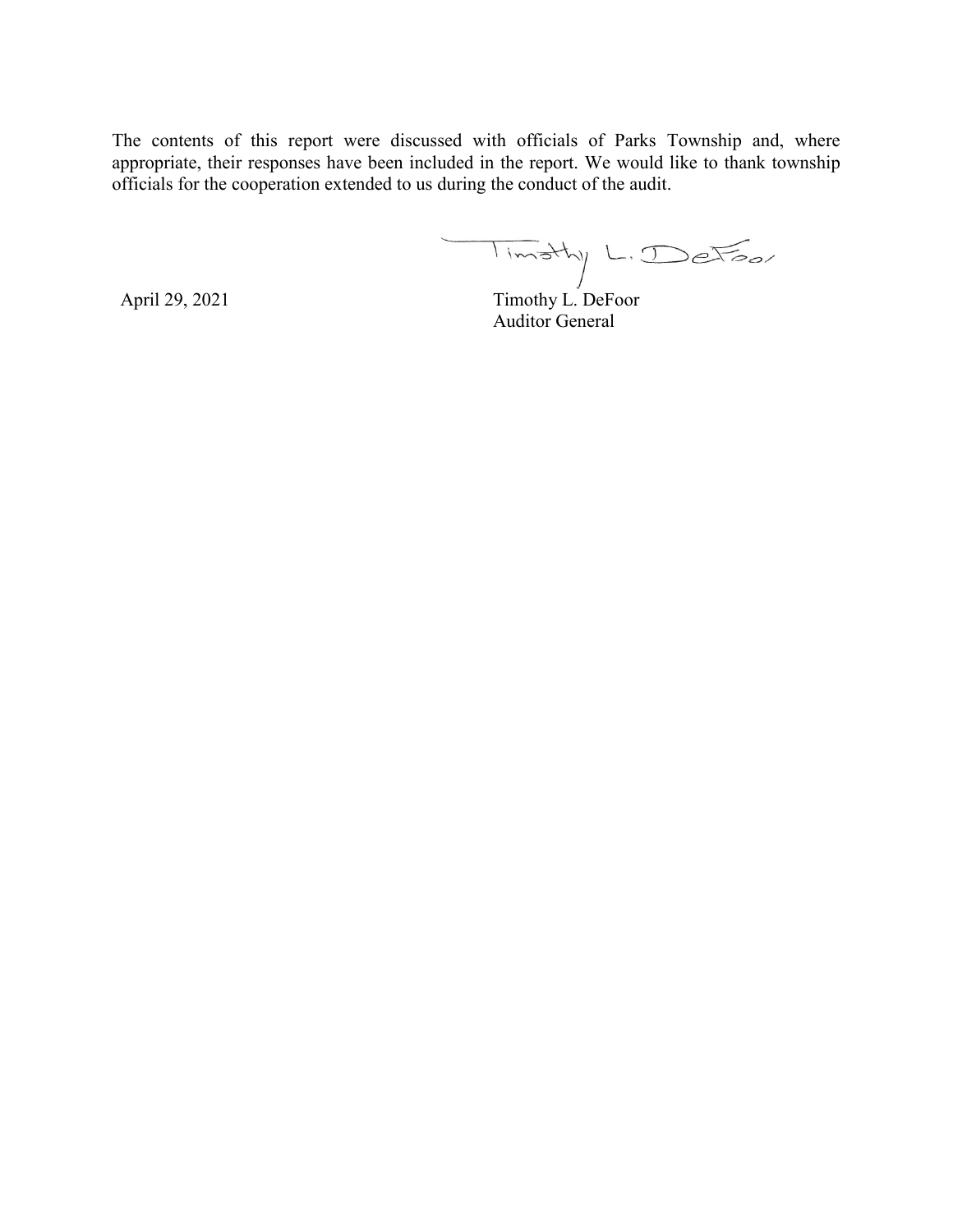The contents of this report were discussed with officials of Parks Township and, where appropriate, their responses have been included in the report. We would like to thank township officials for the cooperation extended to us during the conduct of the audit.

April 29, 2021

Timothy L. DeFoor
Auditor General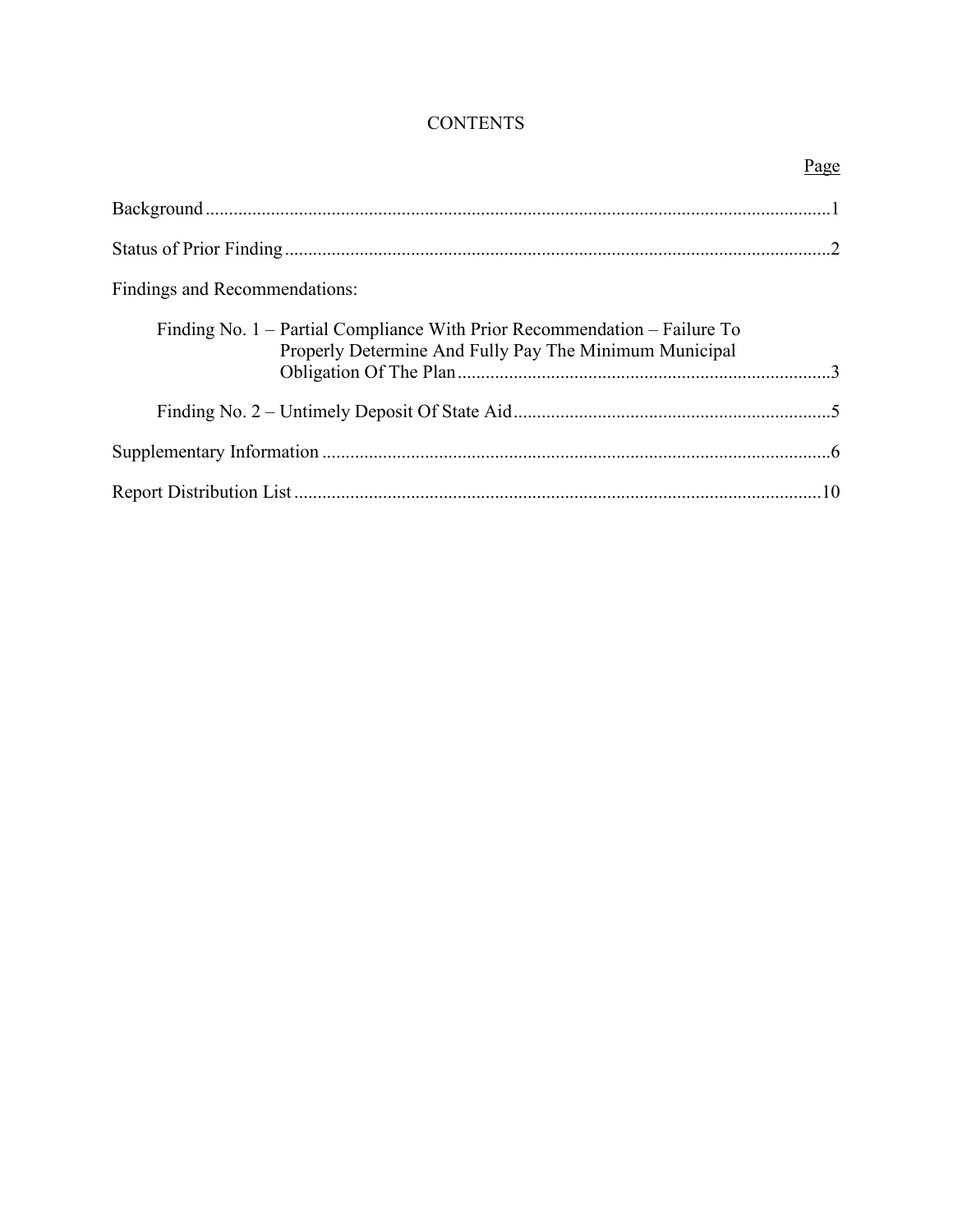# CONTENTS

| | Page |
|---|---|
| Background | 1 |
| Status of Prior Finding | 2 |
| Findings and Recommendations: | |
| Finding No. 1 – Partial Compliance With Prior Recommendation – Failure To Properly Determine And Fully Pay The Minimum Municipal Obligation Of The Plan | 3 |
| Finding No. 2 – Untimely Deposit Of State Aid | 5 |
| Supplementary Information | 6 |
| Report Distribution List | 10 |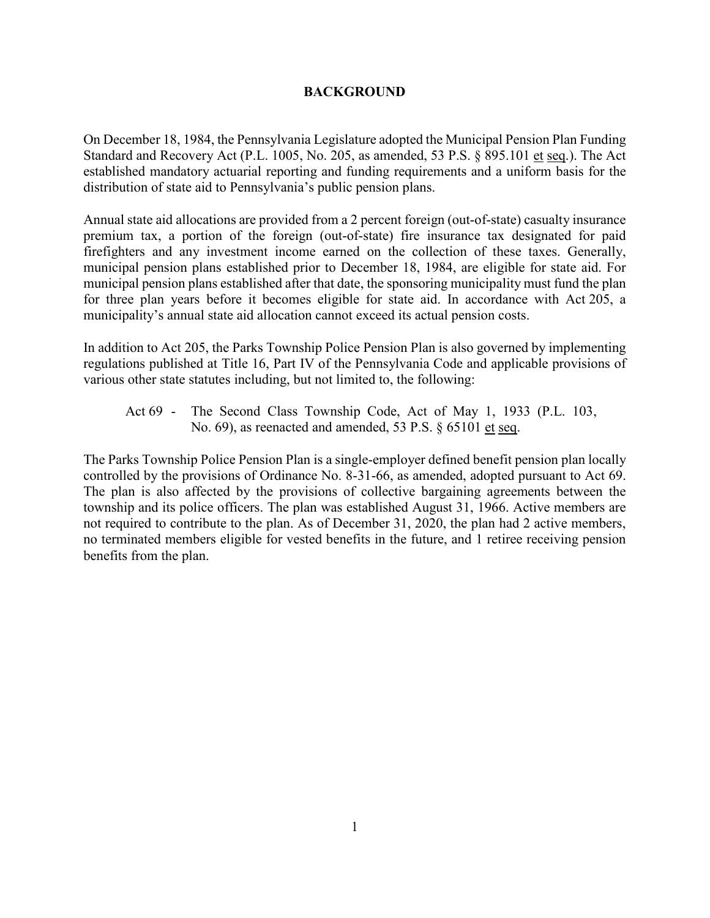# BACKGROUND

On December 18, 1984, the Pennsylvania Legislature adopted the Municipal Pension Plan Funding Standard and Recovery Act (P.L. 1005, No. 205, as amended, 53 P.S. § 895.101 et seq.). The Act established mandatory actuarial reporting and funding requirements and a uniform basis for the distribution of state aid to Pennsylvania's public pension plans.

Annual state aid allocations are provided from a 2 percent foreign (out-of-state) casualty insurance premium tax, a portion of the foreign (out-of-state) fire insurance tax designated for paid firefighters and any investment income earned on the collection of these taxes. Generally, municipal pension plans established prior to December 18, 1984, are eligible for state aid. For municipal pension plans established after that date, the sponsoring municipality must fund the plan for three plan years before it becomes eligible for state aid. In accordance with Act 205, a municipality's annual state aid allocation cannot exceed its actual pension costs.

In addition to Act 205, the Parks Township Police Pension Plan is also governed by implementing regulations published at Title 16, Part IV of the Pennsylvania Code and applicable provisions of various other state statutes including, but not limited to, the following:

Act 69 - The Second Class Township Code, Act of May 1, 1933 (P.L. 103, No. 69), as reenacted and amended, 53 P.S. § 65101 et seq.

The Parks Township Police Pension Plan is a single-employer defined benefit pension plan locally controlled by the provisions of Ordinance No. 8-31-66, as amended, adopted pursuant to Act 69. The plan is also affected by the provisions of collective bargaining agreements between the township and its police officers. The plan was established August 31, 1966. Active members are not required to contribute to the plan. As of December 31, 2020, the plan had 2 active members, no terminated members eligible for vested benefits in the future, and 1 retiree receiving pension benefits from the plan.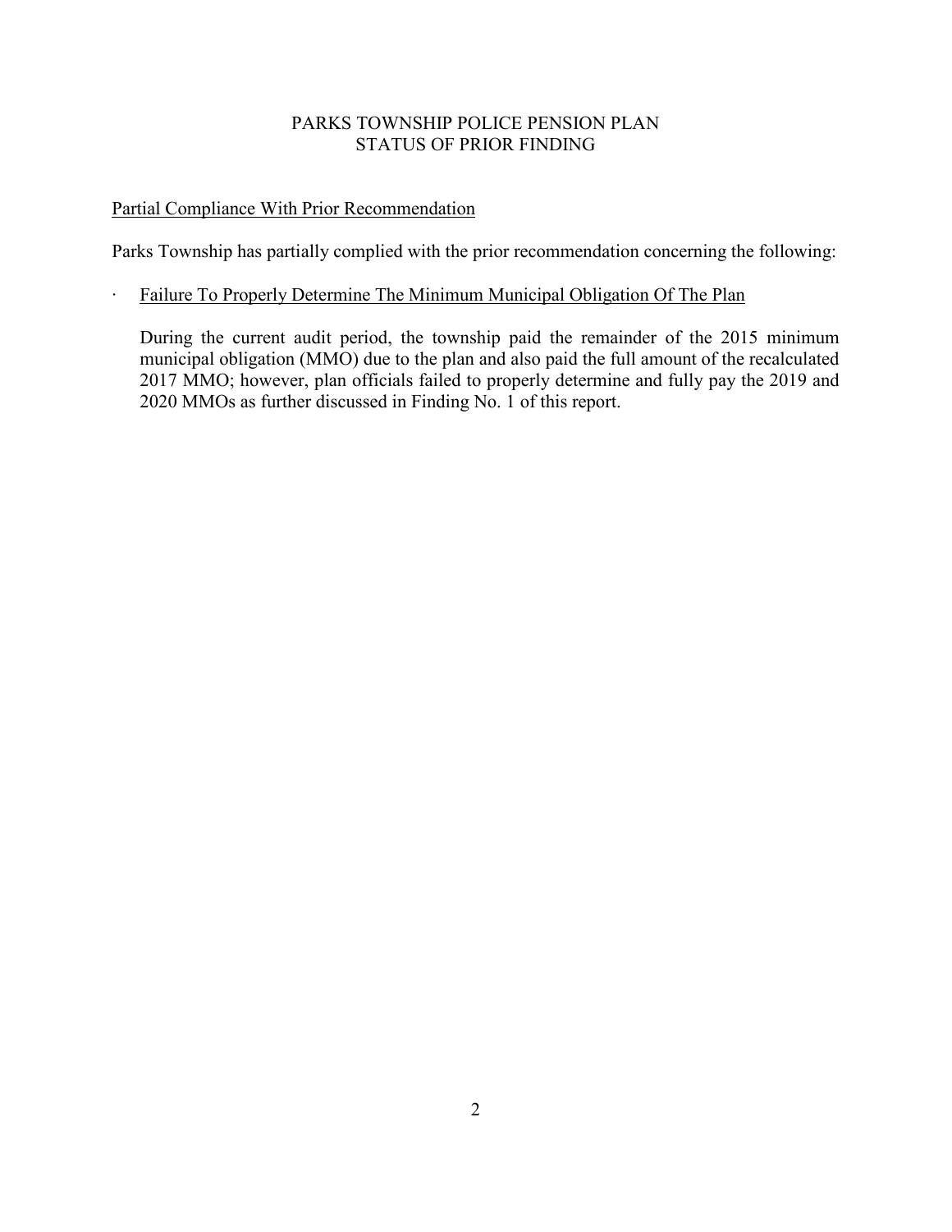# PARKS TOWNSHIP POLICE PENSION PLAN
## STATUS OF PRIOR FINDING

Partial Compliance With Prior Recommendation

Parks Township has partially complied with the prior recommendation concerning the following:

- Failure To Properly Determine The Minimum Municipal Obligation Of The Plan

  During the current audit period, the township paid the remainder of the 2015 minimum municipal obligation (MMO) due to the plan and also paid the full amount of the recalculated 2017 MMO; however, plan officials failed to properly determine and fully pay the 2019 and 2020 MMOs as further discussed in Finding No. 1 of this report.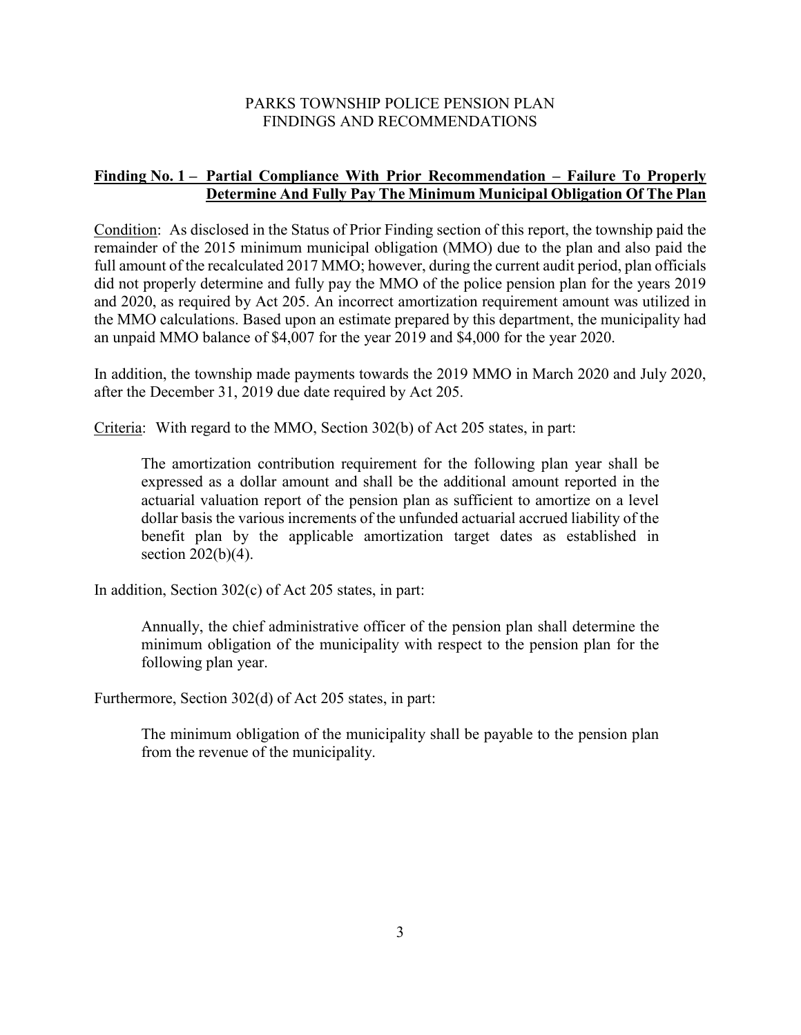PARKS TOWNSHIP POLICE PENSION PLAN
FINDINGS AND RECOMMENDATIONS

**Finding No. 1 – Partial Compliance With Prior Recommendation – Failure To Properly Determine And Fully Pay The Minimum Municipal Obligation Of The Plan**

Condition: As disclosed in the Status of Prior Finding section of this report, the township paid the remainder of the 2015 minimum municipal obligation (MMO) due to the plan and also paid the full amount of the recalculated 2017 MMO; however, during the current audit period, plan officials did not properly determine and fully pay the MMO of the police pension plan for the years 2019 and 2020, as required by Act 205. An incorrect amortization requirement amount was utilized in the MMO calculations. Based upon an estimate prepared by this department, the municipality had an unpaid MMO balance of $4,007 for the year 2019 and $4,000 for the year 2020.

In addition, the township made payments towards the 2019 MMO in March 2020 and July 2020, after the December 31, 2019 due date required by Act 205.

Criteria: With regard to the MMO, Section 302(b) of Act 205 states, in part:

> The amortization contribution requirement for the following plan year shall be expressed as a dollar amount and shall be the additional amount reported in the actuarial valuation report of the pension plan as sufficient to amortize on a level dollar basis the various increments of the unfunded actuarial accrued liability of the benefit plan by the applicable amortization target dates as established in section 202(b)(4).

In addition, Section 302(c) of Act 205 states, in part:

> Annually, the chief administrative officer of the pension plan shall determine the minimum obligation of the municipality with respect to the pension plan for the following plan year.

Furthermore, Section 302(d) of Act 205 states, in part:

> The minimum obligation of the municipality shall be payable to the pension plan from the revenue of the municipality.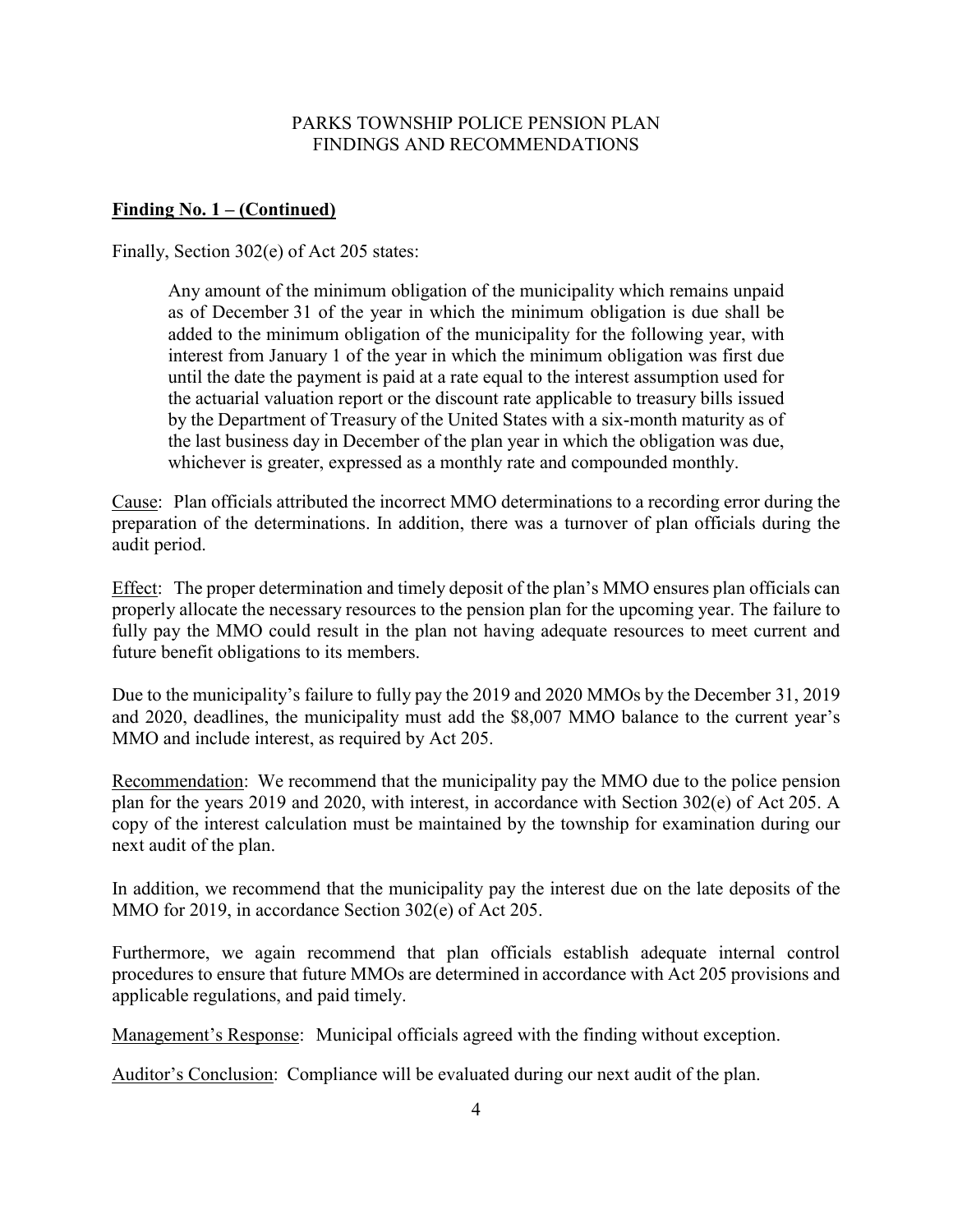PARKS TOWNSHIP POLICE PENSION PLAN
FINDINGS AND RECOMMENDATIONS

**Finding No. 1 – (Continued)**

Finally, Section 302(e) of Act 205 states:

> Any amount of the minimum obligation of the municipality which remains unpaid as of December 31 of the year in which the minimum obligation is due shall be added to the minimum obligation of the municipality for the following year, with interest from January 1 of the year in which the minimum obligation was first due until the date the payment is paid at a rate equal to the interest assumption used for the actuarial valuation report or the discount rate applicable to treasury bills issued by the Department of Treasury of the United States with a six-month maturity as of the last business day in December of the plan year in which the obligation was due, whichever is greater, expressed as a monthly rate and compounded monthly.

Cause: Plan officials attributed the incorrect MMO determinations to a recording error during the preparation of the determinations. In addition, there was a turnover of plan officials during the audit period.

Effect: The proper determination and timely deposit of the plan's MMO ensures plan officials can properly allocate the necessary resources to the pension plan for the upcoming year. The failure to fully pay the MMO could result in the plan not having adequate resources to meet current and future benefit obligations to its members.

Due to the municipality's failure to fully pay the 2019 and 2020 MMOs by the December 31, 2019 and 2020, deadlines, the municipality must add the $8,007 MMO balance to the current year's MMO and include interest, as required by Act 205.

Recommendation: We recommend that the municipality pay the MMO due to the police pension plan for the years 2019 and 2020, with interest, in accordance with Section 302(e) of Act 205. A copy of the interest calculation must be maintained by the township for examination during our next audit of the plan.

In addition, we recommend that the municipality pay the interest due on the late deposits of the MMO for 2019, in accordance Section 302(e) of Act 205.

Furthermore, we again recommend that plan officials establish adequate internal control procedures to ensure that future MMOs are determined in accordance with Act 205 provisions and applicable regulations, and paid timely.

Management's Response: Municipal officials agreed with the finding without exception.

Auditor's Conclusion: Compliance will be evaluated during our next audit of the plan.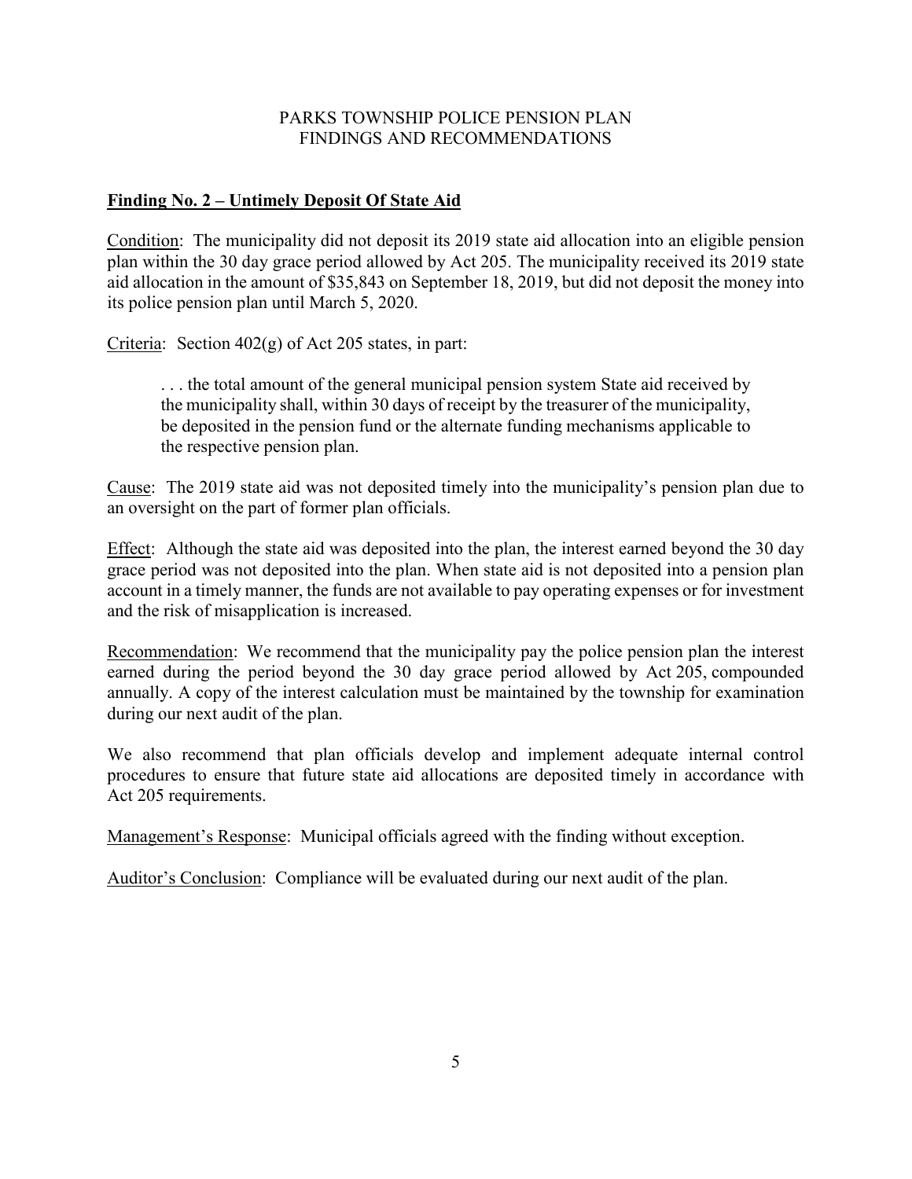PARKS TOWNSHIP POLICE PENSION PLAN
FINDINGS AND RECOMMENDATIONS

**Finding No. 2 – Untimely Deposit Of State Aid**

Condition: The municipality did not deposit its 2019 state aid allocation into an eligible pension plan within the 30 day grace period allowed by Act 205. The municipality received its 2019 state aid allocation in the amount of $35,843 on September 18, 2019, but did not deposit the money into its police pension plan until March 5, 2020.

Criteria: Section 402(g) of Act 205 states, in part:

> . . . the total amount of the general municipal pension system State aid received by the municipality shall, within 30 days of receipt by the treasurer of the municipality, be deposited in the pension fund or the alternate funding mechanisms applicable to the respective pension plan.

Cause: The 2019 state aid was not deposited timely into the municipality's pension plan due to an oversight on the part of former plan officials.

Effect: Although the state aid was deposited into the plan, the interest earned beyond the 30 day grace period was not deposited into the plan. When state aid is not deposited into a pension plan account in a timely manner, the funds are not available to pay operating expenses or for investment and the risk of misapplication is increased.

Recommendation: We recommend that the municipality pay the police pension plan the interest earned during the period beyond the 30 day grace period allowed by Act 205, compounded annually. A copy of the interest calculation must be maintained by the township for examination during our next audit of the plan.

We also recommend that plan officials develop and implement adequate internal control procedures to ensure that future state aid allocations are deposited timely in accordance with Act 205 requirements.

Management's Response: Municipal officials agreed with the finding without exception.

Auditor's Conclusion: Compliance will be evaluated during our next audit of the plan.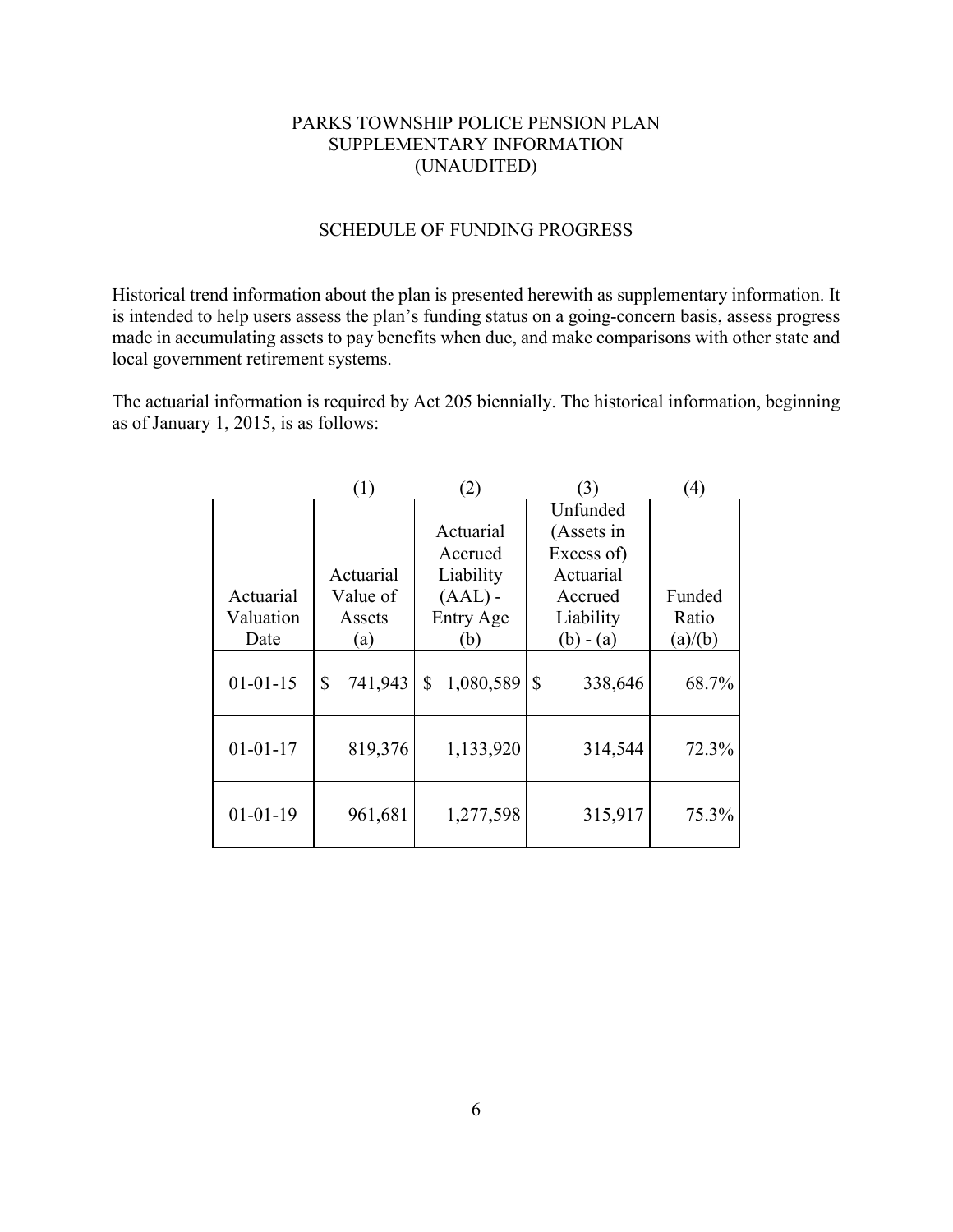# PARKS TOWNSHIP POLICE PENSION PLAN
## SUPPLEMENTARY INFORMATION
## (UNAUDITED)

### SCHEDULE OF FUNDING PROGRESS

Historical trend information about the plan is presented herewith as supplementary information. It is intended to help users assess the plan's funding status on a going-concern basis, assess progress made in accumulating assets to pay benefits when due, and make comparisons with other state and local government retirement systems.

The actuarial information is required by Act 205 biennially. The historical information, beginning as of January 1, 2015, is as follows:

| | (1) | (2) | (3) | (4) |
|---|---|---|---|---|
| Actuarial Valuation Date | Actuarial Value of Assets (a) | Actuarial Accrued Liability (AAL) - Entry Age (b) | Unfunded (Assets in Excess of) Actuarial Accrued Liability (b) - (a) | Funded Ratio (a)/(b) |
| 01-01-15 | $ 741,943 | $ 1,080,589 | $ 338,646 | 68.7% |
| 01-01-17 | 819,376 | 1,133,920 | 314,544 | 72.3% |
| 01-01-19 | 961,681 | 1,277,598 | 315,917 | 75.3% |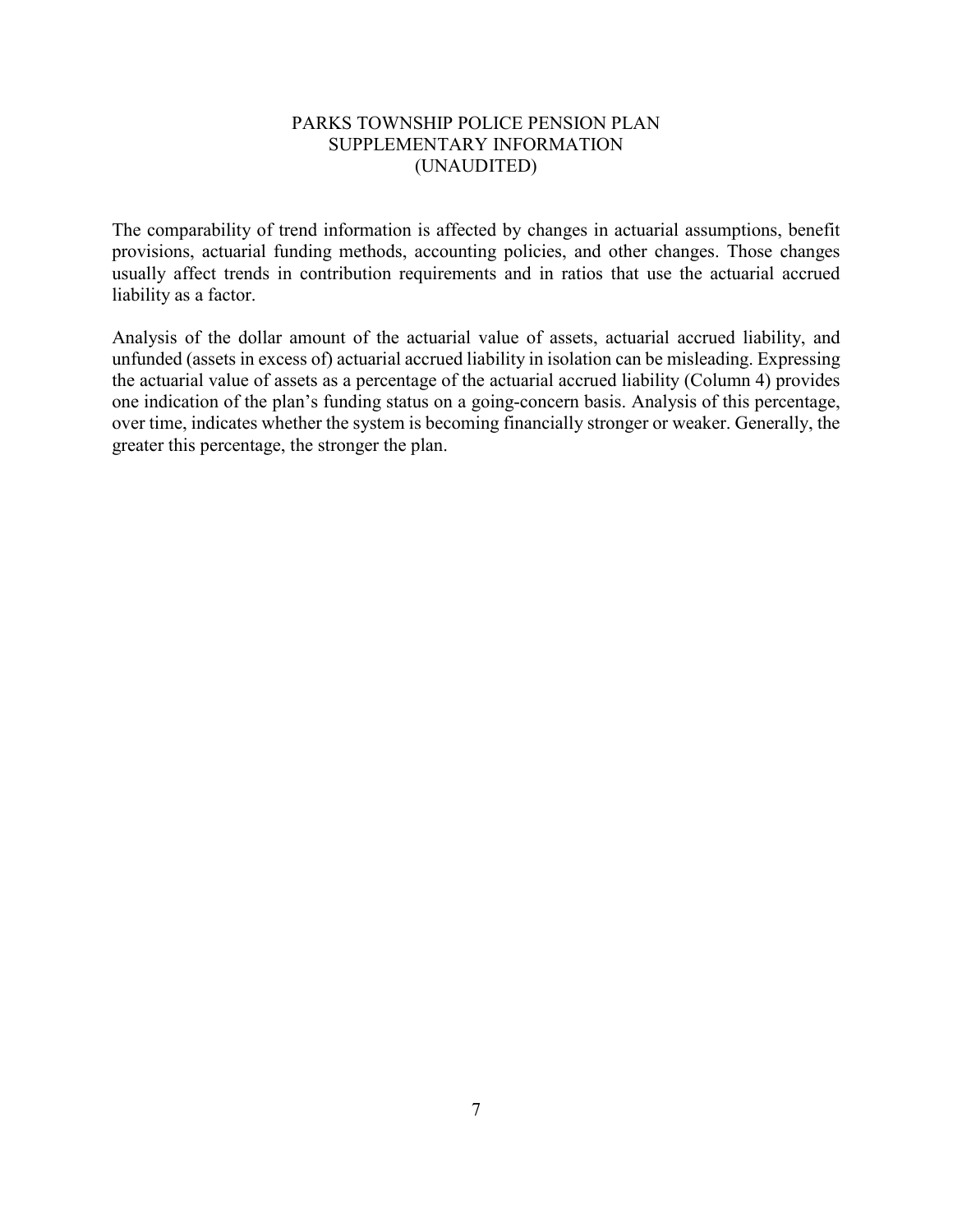# PARKS TOWNSHIP POLICE PENSION PLAN
## SUPPLEMENTARY INFORMATION
## (UNAUDITED)

The comparability of trend information is affected by changes in actuarial assumptions, benefit provisions, actuarial funding methods, accounting policies, and other changes. Those changes usually affect trends in contribution requirements and in ratios that use the actuarial accrued liability as a factor.

Analysis of the dollar amount of the actuarial value of assets, actuarial accrued liability, and unfunded (assets in excess of) actuarial accrued liability in isolation can be misleading. Expressing the actuarial value of assets as a percentage of the actuarial accrued liability (Column 4) provides one indication of the plan's funding status on a going-concern basis. Analysis of this percentage, over time, indicates whether the system is becoming financially stronger or weaker. Generally, the greater this percentage, the stronger the plan.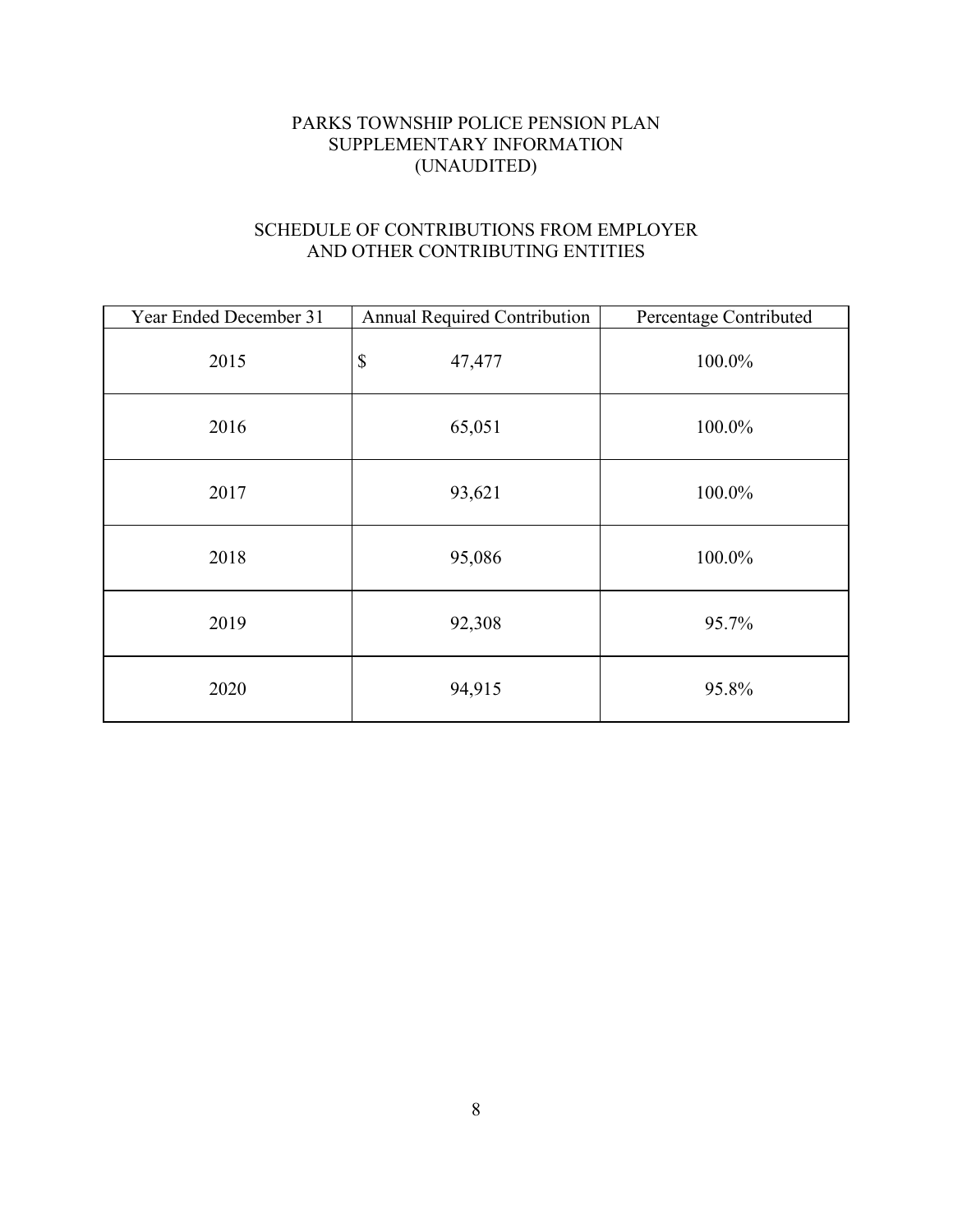# PARKS TOWNSHIP POLICE PENSION PLAN
## SUPPLEMENTARY INFORMATION
## (UNAUDITED)

### SCHEDULE OF CONTRIBUTIONS FROM EMPLOYER AND OTHER CONTRIBUTING ENTITIES

| Year Ended December 31 | Annual Required Contribution | Percentage Contributed |
|---|---|---|
| 2015 | $ 47,477 | 100.0% |
| 2016 | 65,051 | 100.0% |
| 2017 | 93,621 | 100.0% |
| 2018 | 95,086 | 100.0% |
| 2019 | 92,308 | 95.7% |
| 2020 | 94,915 | 95.8% |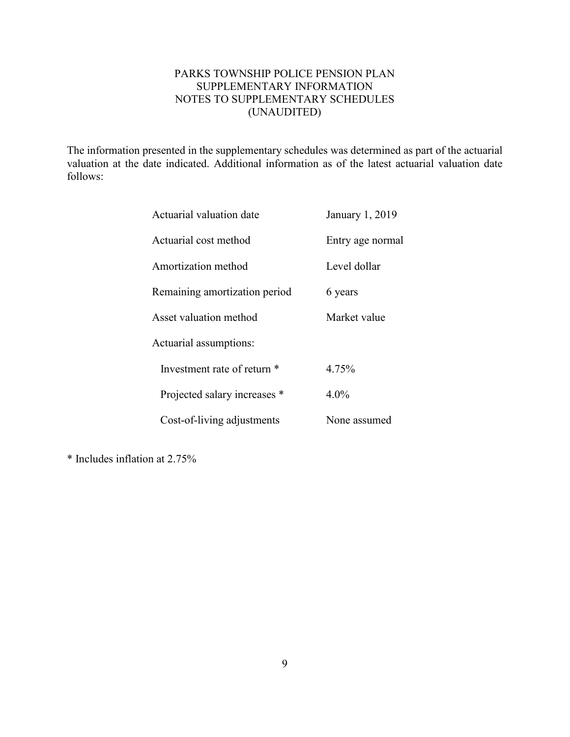# PARKS TOWNSHIP POLICE PENSION PLAN
## SUPPLEMENTARY INFORMATION
## NOTES TO SUPPLEMENTARY SCHEDULES
## (UNAUDITED)

The information presented in the supplementary schedules was determined as part of the actuarial valuation at the date indicated. Additional information as of the latest actuarial valuation date follows:

| | |
|---|---|
| Actuarial valuation date | January 1, 2019 |
| Actuarial cost method | Entry age normal |
| Amortization method | Level dollar |
| Remaining amortization period | 6 years |
| Asset valuation method | Market value |
| Actuarial assumptions: | |
| Investment rate of return * | 4.75% |
| Projected salary increases * | 4.0% |
| Cost-of-living adjustments | None assumed |

\* Includes inflation at 2.75%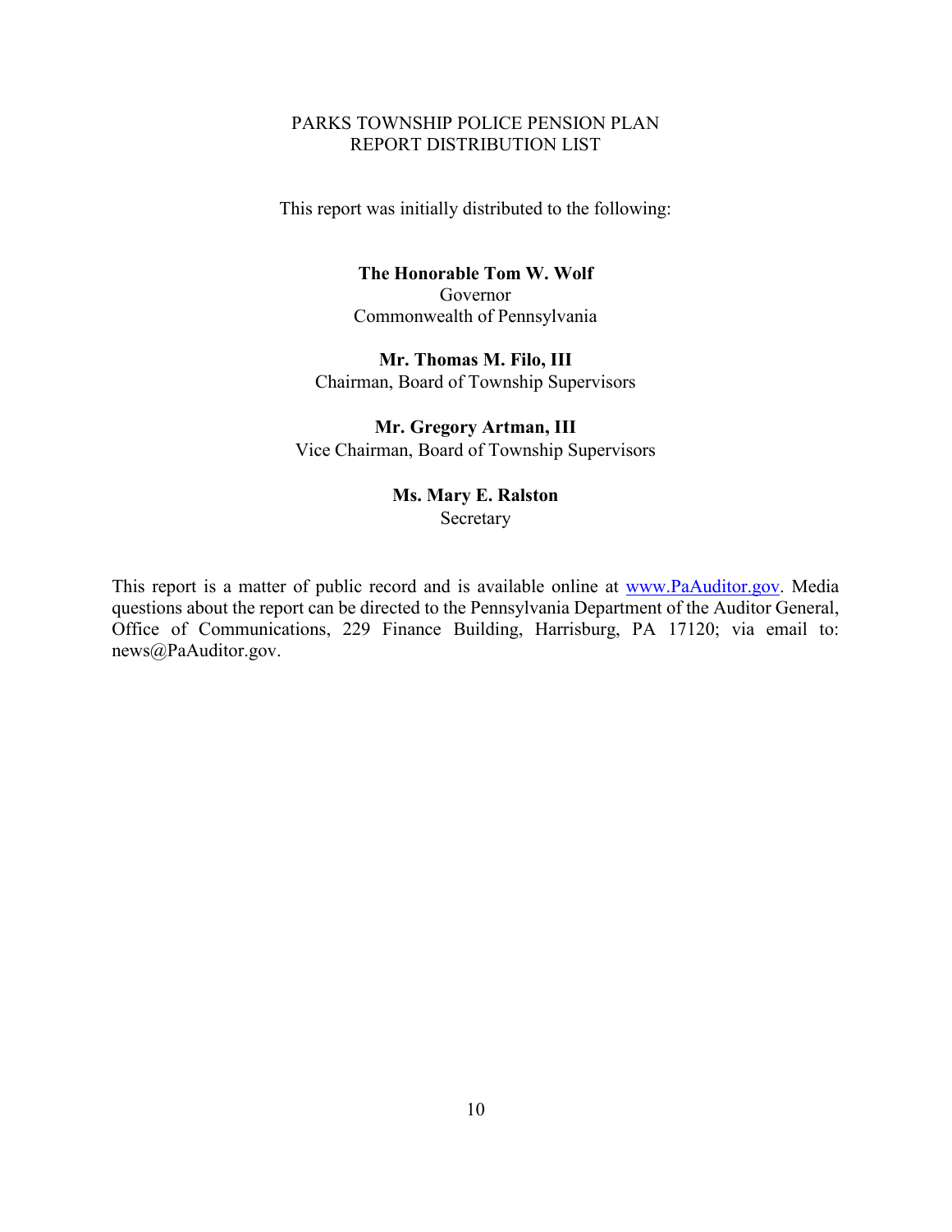# PARKS TOWNSHIP POLICE PENSION PLAN
# REPORT DISTRIBUTION LIST

This report was initially distributed to the following:

**The Honorable Tom W. Wolf**
Governor
Commonwealth of Pennsylvania

**Mr. Thomas M. Filo, III**
Chairman, Board of Township Supervisors

**Mr. Gregory Artman, III**
Vice Chairman, Board of Township Supervisors

**Ms. Mary E. Ralston**
Secretary

This report is a matter of public record and is available online at www.PaAuditor.gov. Media questions about the report can be directed to the Pennsylvania Department of the Auditor General, Office of Communications, 229 Finance Building, Harrisburg, PA 17120; via email to: news@PaAuditor.gov.